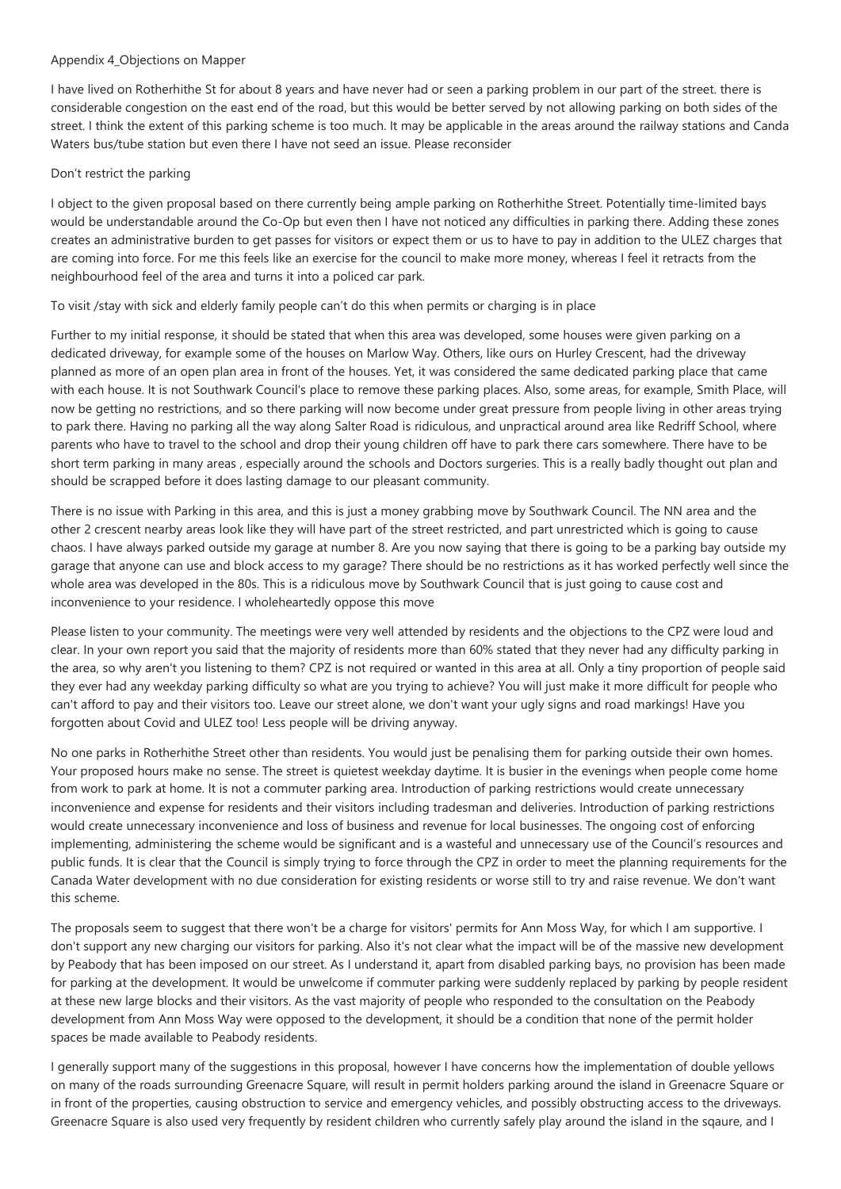Appendix 4_Objections on Mapper

I have lived on Rotherhithe St for about 8 years and have never had or seen a parking problem in our part of the street. there is considerable congestion on the east end of the road, but this would be better served by not allowing parking on both sides of the street. I think the extent of this parking scheme is too much. It may be applicable in the areas around the railway stations and Canda Waters bus/tube station but even there I have not seed an issue. Please reconsider

Don't restrict the parking

I object to the given proposal based on there currently being ample parking on Rotherhithe Street. Potentially time-limited bays would be understandable around the Co-Op but even then I have not noticed any difficulties in parking there. Adding these zones creates an administrative burden to get passes for visitors or expect them or us to have to pay in addition to the ULEZ charges that are coming into force. For me this feels like an exercise for the council to make more money, whereas I feel it retracts from the neighbourhood feel of the area and turns it into a policed car park.

To visit /stay with sick and elderly family people can't do this when permits or charging is in place

Further to my initial response, it should be stated that when this area was developed, some houses were given parking on a dedicated driveway, for example some of the houses on Marlow Way. Others, like ours on Hurley Crescent, had the driveway planned as more of an open plan area in front of the houses. Yet, it was considered the same dedicated parking place that came with each house. It is not Southwark Council's place to remove these parking places. Also, some areas, for example, Smith Place, will now be getting no restrictions, and so there parking will now become under great pressure from people living in other areas trying to park there. Having no parking all the way along Salter Road is ridiculous, and unpractical around area like Redriff School, where parents who have to travel to the school and drop their young children off have to park there cars somewhere. There have to be short term parking in many areas , especially around the schools and Doctors surgeries. This is a really badly thought out plan and should be scrapped before it does lasting damage to our pleasant community.

There is no issue with Parking in this area, and this is just a money grabbing move by Southwark Council. The NN area and the other 2 crescent nearby areas look like they will have part of the street restricted, and part unrestricted which is going to cause chaos. I have always parked outside my garage at number 8. Are you now saying that there is going to be a parking bay outside my garage that anyone can use and block access to my garage? There should be no restrictions as it has worked perfectly well since the whole area was developed in the 80s. This is a ridiculous move by Southwark Council that is just going to cause cost and inconvenience to your residence. I wholeheartedly oppose this move

Please listen to your community. The meetings were very well attended by residents and the objections to the CPZ were loud and clear. In your own report you said that the majority of residents more than 60% stated that they never had any difficulty parking in the area, so why aren't you listening to them? CPZ is not required or wanted in this area at all. Only a tiny proportion of people said they ever had any weekday parking difficulty so what are you trying to achieve? You will just make it more difficult for people who can't afford to pay and their visitors too. Leave our street alone, we don't want your ugly signs and road markings! Have you forgotten about Covid and ULEZ too! Less people will be driving anyway.

No one parks in Rotherhithe Street other than residents. You would just be penalising them for parking outside their own homes. Your proposed hours make no sense. The street is quietest weekday daytime. It is busier in the evenings when people come home from work to park at home. It is not a commuter parking area. Introduction of parking restrictions would create unnecessary inconvenience and expense for residents and their visitors including tradesman and deliveries. Introduction of parking restrictions would create unnecessary inconvenience and loss of business and revenue for local businesses. The ongoing cost of enforcing implementing, administering the scheme would be significant and is a wasteful and unnecessary use of the Council's resources and public funds. It is clear that the Council is simply trying to force through the CPZ in order to meet the planning requirements for the Canada Water development with no due consideration for existing residents or worse still to try and raise revenue. We don't want this scheme.

The proposals seem to suggest that there won't be a charge for visitors' permits for Ann Moss Way, for which I am supportive. I don't support any new charging our visitors for parking. Also it's not clear what the impact will be of the massive new development by Peabody that has been imposed on our street. As I understand it, apart from disabled parking bays, no provision has been made for parking at the development. It would be unwelcome if commuter parking were suddenly replaced by parking by people resident at these new large blocks and their visitors. As the vast majority of people who responded to the consultation on the Peabody development from Ann Moss Way were opposed to the development, it should be a condition that none of the permit holder spaces be made available to Peabody residents.

I generally support many of the suggestions in this proposal, however I have concerns how the implementation of double yellows on many of the roads surrounding Greenacre Square, will result in permit holders parking around the island in Greenacre Square or in front of the properties, causing obstruction to service and emergency vehicles, and possibly obstructing access to the driveways. Greenacre Square is also used very frequently by resident children who currently safely play around the island in the sqaure, and I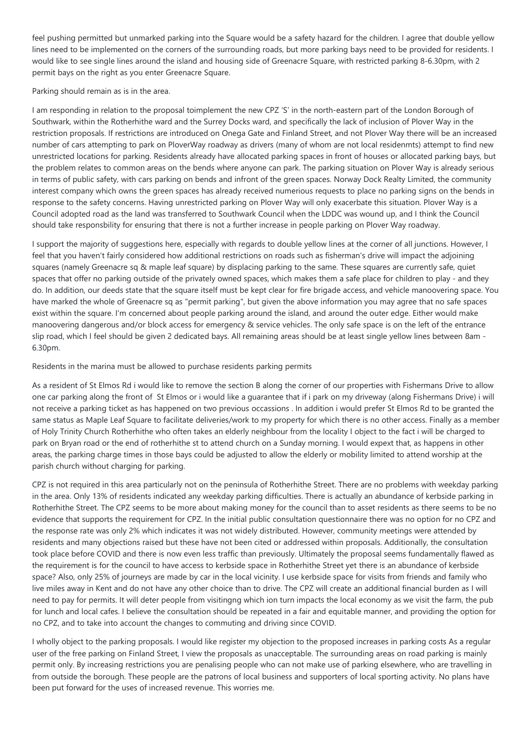feel pushing permitted but unmarked parking into the Square would be a safety hazard for the children. I agree that double yellow lines need to be implemented on the corners of the surrounding roads, but more parking bays need to be provided for residents. I would like to see single lines around the island and housing side of Greenacre Square, with restricted parking 8-6.30pm, with 2 permit bays on the right as you enter Greenacre Square.

Parking should remain as is in the area.

I am responding in relation to the proposal toimplement the new CPZ 'S' in the north-eastern part of the London Borough of Southwark, within the Rotherhithe ward and the Surrey Docks ward, and specifically the lack of inclusion of Plover Way in the restriction proposals. If restrictions are introduced on Onega Gate and Finland Street, and not Plover Way there will be an increased number of cars attempting to park on PloverWay roadway as drivers (many of whom are not local residenmts) attempt to find new unrestricted locations for parking. Residents already have allocated parking spaces in front of houses or allocated parking bays, but the problem relates to common areas on the bends where anyone can park. The parking situation on Plover Way is already serious in terms of public safety, with cars parking on bends and infront of the green spaces. Norway Dock Realty Limited, the community interest company which owns the green spaces has already received numerious requests to place no parking signs on the bends in response to the safety concerns. Having unrestricted parking on Plover Way will only exacerbate this situation. Plover Way is a Council adopted road as the land was transferred to Southwark Council when the LDDC was wound up, and I think the Council should take responsbility for ensuring that there is not a further increase in people parking on Plover Way roadway.

I support the majority of suggestions here, especially with regards to double yellow lines at the corner of all junctions. However, I feel that you haven't fairly considered how additional restrictions on roads such as fisherman's drive will impact the adjoining squares (namely Greenacre sq & maple leaf square) by displacing parking to the same. These squares are currently safe, quiet spaces that offer no parking outside of the privately owned spaces, which makes them a safe place for children to play - and they do. In addition, our deeds state that the square itself must be kept clear for fire brigade access, and vehicle manoovering space. You have marked the whole of Greenacre sq as "permit parking", but given the above information you may agree that no safe spaces exist within the square. I'm concerned about people parking around the island, and around the outer edge. Either would make manoovering dangerous and/or block access for emergency & service vehicles. The only safe space is on the left of the entrance slip road, which I feel should be given 2 dedicated bays. All remaining areas should be at least single yellow lines between 8am - 6.30pm.

Residents in the marina must be allowed to purchase residents parking permits

As a resident of St Elmos Rd i would like to remove the section B along the corner of our properties with Fishermans Drive to allow one car parking along the front of St Elmos or i would like a guarantee that if i park on my driveway (along Fishermans Drive) i will not receive a parking ticket as has happened on two previous occassions . In addition i would prefer St Elmos Rd to be granted the same status as Maple Leaf Square to facilitate deliveries/work to my property for which there is no other access. Finally as a member of Holy Trinity Church Rotherhithe who often takes an elderly neighbour from the locality I object to the fact i will be charged to park on Bryan road or the end of rotherhithe st to attend church on a Sunday morning. I would expext that, as happens in other areas, the parking charge times in those bays could be adjusted to allow the elderly or mobility limited to attend worship at the parish church without charging for parking.

CPZ is not required in this area particularly not on the peninsula of Rotherhithe Street. There are no problems with weekday parking in the area. Only 13% of residents indicated any weekday parking difficulties. There is actually an abundance of kerbside parking in Rotherhithe Street. The CPZ seems to be more about making money for the council than to asset residents as there seems to be no evidence that supports the requirement for CPZ. In the initial public consultation questionnaire there was no option for no CPZ and the response rate was only 2% which indicates it was not widely distributed. However, community meetings were attended by residents and many objections raised but these have not been cited or addressed within proposals. Additionally, the consultation took place before COVID and there is now even less traffic than previously. Ultimately the proposal seems fundamentally flawed as the requirement is for the council to have access to kerbside space in Rotherhithe Street yet there is an abundance of kerbside space? Also, only 25% of journeys are made by car in the local vicinity. I use kerbside space for visits from friends and family who live miles away in Kent and do not have any other choice than to drive. The CPZ will create an additional financial burden as I will need to pay for permits. It will deter people from visitingng which ion turn impacts the local economy as we visit the farm, the pub for lunch and local cafes. I believe the consultation should be repeated in a fair and equitable manner, and providing the option for no CPZ, and to take into account the changes to commuting and driving since COVID.

I wholly object to the parking proposals. I would like register my objection to the proposed increases in parking costs As a regular user of the free parking on Finland Street, I view the proposals as unacceptable. The surrounding areas on road parking is mainly permit only. By increasing restrictions you are penalising people who can not make use of parking elsewhere, who are travelling in from outside the borough. These people are the patrons of local business and supporters of local sporting activity. No plans have been put forward for the uses of increased revenue. This worries me.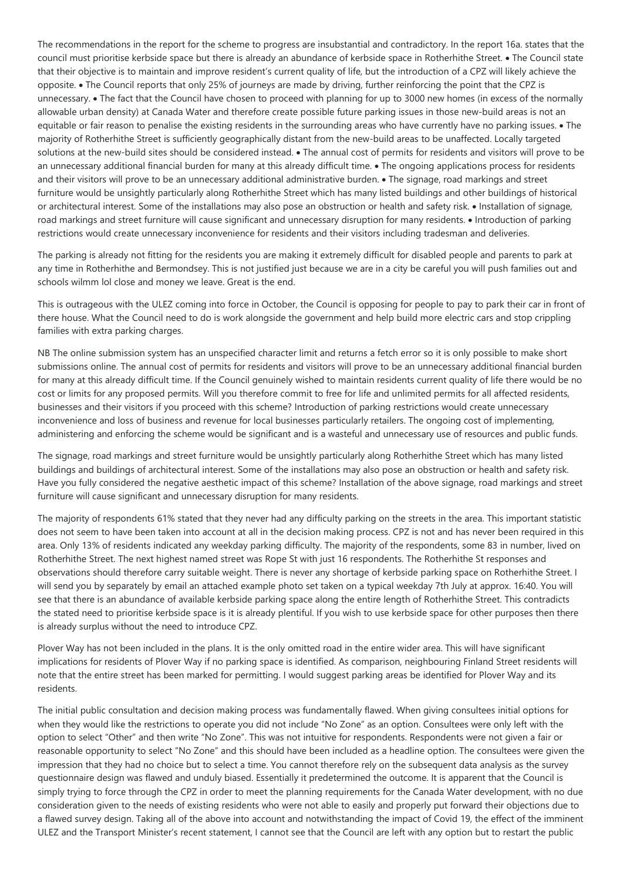The recommendations in the report for the scheme to progress are insubstantial and contradictory. In the report 16a. states that the council must prioritise kerbside space but there is already an abundance of kerbside space in Rotherhithe Street. • The Council state that their objective is to maintain and improve resident's current quality of life, but the introduction of a CPZ will likely achieve the opposite. • The Council reports that only 25% of journeys are made by driving, further reinforcing the point that the CPZ is unnecessary. • The fact that the Council have chosen to proceed with planning for up to 3000 new homes (in excess of the normally allowable urban density) at Canada Water and therefore create possible future parking issues in those new-build areas is not an equitable or fair reason to penalise the existing residents in the surrounding areas who have currently have no parking issues. • The majority of Rotherhithe Street is sufficiently geographically distant from the new-build areas to be unaffected. Locally targeted solutions at the new-build sites should be considered instead. • The annual cost of permits for residents and visitors will prove to be an unnecessary additional financial burden for many at this already difficult time. • The ongoing applications process for residents and their visitors will prove to be an unnecessary additional administrative burden. • The signage, road markings and street furniture would be unsightly particularly along Rotherhithe Street which has many listed buildings and other buildings of historical or architectural interest. Some of the installations may also pose an obstruction or health and safety risk. • Installation of signage, road markings and street furniture will cause significant and unnecessary disruption for many residents. • Introduction of parking restrictions would create unnecessary inconvenience for residents and their visitors including tradesman and deliveries.

The parking is already not fitting for the residents you are making it extremely difficult for disabled people and parents to park at any time in Rotherhithe and Bermondsey. This is not justified just because we are in a city be careful you will push families out and schools wilmm lol close and money we leave. Great is the end.

This is outrageous with the ULEZ coming into force in October, the Council is opposing for people to pay to park their car in front of there house. What the Council need to do is work alongside the government and help build more electric cars and stop crippling families with extra parking charges.

NB The online submission system has an unspecified character limit and returns a fetch error so it is only possible to make short submissions online. The annual cost of permits for residents and visitors will prove to be an unnecessary additional financial burden for many at this already difficult time. If the Council genuinely wished to maintain residents current quality of life there would be no cost or limits for any proposed permits. Will you therefore commit to free for life and unlimited permits for all affected residents, businesses and their visitors if you proceed with this scheme? Introduction of parking restrictions would create unnecessary inconvenience and loss of business and revenue for local businesses particularly retailers. The ongoing cost of implementing, administering and enforcing the scheme would be significant and is a wasteful and unnecessary use of resources and public funds.

The signage, road markings and street furniture would be unsightly particularly along Rotherhithe Street which has many listed buildings and buildings of architectural interest. Some of the installations may also pose an obstruction or health and safety risk. Have you fully considered the negative aesthetic impact of this scheme? Installation of the above signage, road markings and street furniture will cause significant and unnecessary disruption for many residents.

The majority of respondents 61% stated that they never had any difficulty parking on the streets in the area. This important statistic does not seem to have been taken into account at all in the decision making process. CPZ is not and has never been required in this area. Only 13% of residents indicated any weekday parking difficulty. The majority of the respondents, some 83 in number, lived on Rotherhithe Street. The next highest named street was Rope St with just 16 respondents. The Rotherhithe St responses and observations should therefore carry suitable weight. There is never any shortage of kerbside parking space on Rotherhithe Street. I will send you by separately by email an attached example photo set taken on a typical weekday 7th July at approx. 16:40. You will see that there is an abundance of available kerbside parking space along the entire length of Rotherhithe Street. This contradicts the stated need to prioritise kerbside space is it is already plentiful. If you wish to use kerbside space for other purposes then there is already surplus without the need to introduce CPZ.

Plover Way has not been included in the plans. It is the only omitted road in the entire wider area. This will have significant implications for residents of Plover Way if no parking space is identified. As comparison, neighbouring Finland Street residents will note that the entire street has been marked for permitting. I would suggest parking areas be identified for Plover Way and its residents.

The initial public consultation and decision making process was fundamentally flawed. When giving consultees initial options for when they would like the restrictions to operate you did not include "No Zone" as an option. Consultees were only left with the option to select "Other" and then write "No Zone". This was not intuitive for respondents. Respondents were not given a fair or reasonable opportunity to select "No Zone" and this should have been included as a headline option. The consultees were given the impression that they had no choice but to select a time. You cannot therefore rely on the subsequent data analysis as the survey questionnaire design was flawed and unduly biased. Essentially it predetermined the outcome. It is apparent that the Council is simply trying to force through the CPZ in order to meet the planning requirements for the Canada Water development, with no due consideration given to the needs of existing residents who were not able to easily and properly put forward their objections due to a flawed survey design. Taking all of the above into account and notwithstanding the impact of Covid 19, the effect of the imminent ULEZ and the Transport Minister's recent statement, I cannot see that the Council are left with any option but to restart the public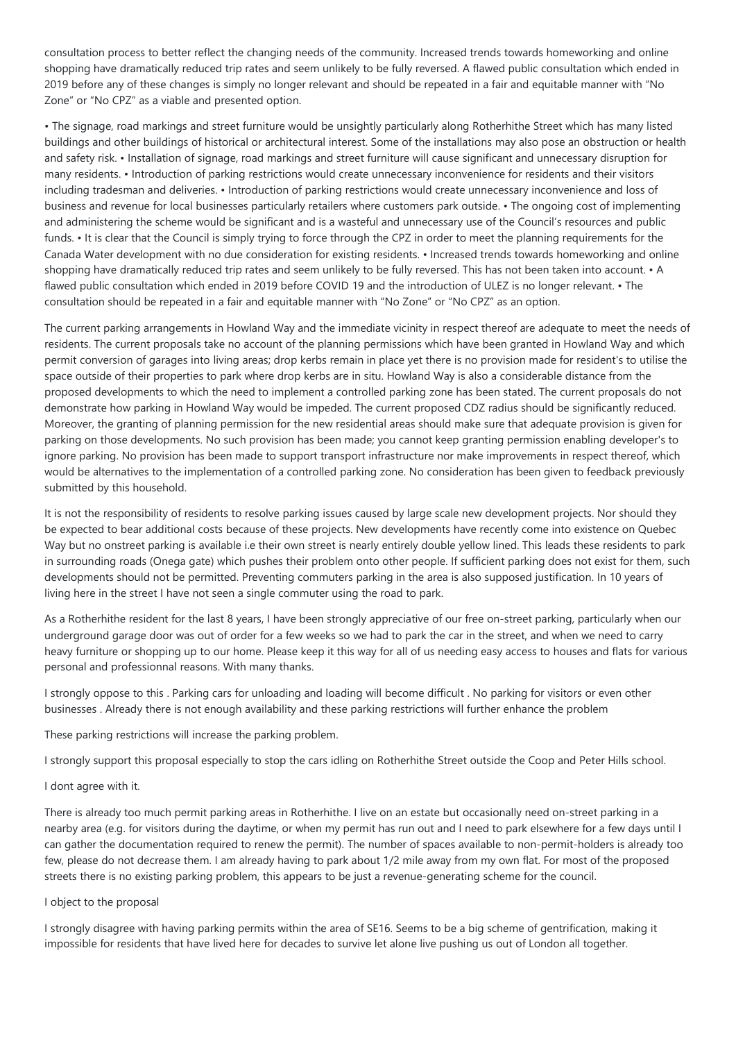consultation process to better reflect the changing needs of the community. Increased trends towards homeworking and online shopping have dramatically reduced trip rates and seem unlikely to be fully reversed. A flawed public consultation which ended in 2019 before any of these changes is simply no longer relevant and should be repeated in a fair and equitable manner with "No Zone" or "No CPZ" as a viable and presented option.

• The signage, road markings and street furniture would be unsightly particularly along Rotherhithe Street which has many listed buildings and other buildings of historical or architectural interest. Some of the installations may also pose an obstruction or health and safety risk. • Installation of signage, road markings and street furniture will cause significant and unnecessary disruption for many residents. • Introduction of parking restrictions would create unnecessary inconvenience for residents and their visitors including tradesman and deliveries. • Introduction of parking restrictions would create unnecessary inconvenience and loss of business and revenue for local businesses particularly retailers where customers park outside. • The ongoing cost of implementing and administering the scheme would be significant and is a wasteful and unnecessary use of the Council's resources and public funds. • It is clear that the Council is simply trying to force through the CPZ in order to meet the planning requirements for the Canada Water development with no due consideration for existing residents. • Increased trends towards homeworking and online shopping have dramatically reduced trip rates and seem unlikely to be fully reversed. This has not been taken into account. • A flawed public consultation which ended in 2019 before COVID 19 and the introduction of ULEZ is no longer relevant. • The consultation should be repeated in a fair and equitable manner with "No Zone" or "No CPZ" as an option.

The current parking arrangements in Howland Way and the immediate vicinity in respect thereof are adequate to meet the needs of residents. The current proposals take no account of the planning permissions which have been granted in Howland Way and which permit conversion of garages into living areas; drop kerbs remain in place yet there is no provision made for resident's to utilise the space outside of their properties to park where drop kerbs are in situ. Howland Way is also a considerable distance from the proposed developments to which the need to implement a controlled parking zone has been stated. The current proposals do not demonstrate how parking in Howland Way would be impeded. The current proposed CDZ radius should be significantly reduced. Moreover, the granting of planning permission for the new residential areas should make sure that adequate provision is given for parking on those developments. No such provision has been made; you cannot keep granting permission enabling developer's to ignore parking. No provision has been made to support transport infrastructure nor make improvements in respect thereof, which would be alternatives to the implementation of a controlled parking zone. No consideration has been given to feedback previously submitted by this household.

It is not the responsibility of residents to resolve parking issues caused by large scale new development projects. Nor should they be expected to bear additional costs because of these projects. New developments have recently come into existence on Quebec Way but no onstreet parking is available i.e their own street is nearly entirely double yellow lined. This leads these residents to park in surrounding roads (Onega gate) which pushes their problem onto other people. If sufficient parking does not exist for them, such developments should not be permitted. Preventing commuters parking in the area is also supposed justification. In 10 years of living here in the street I have not seen a single commuter using the road to park.

As a Rotherhithe resident for the last 8 years, I have been strongly appreciative of our free on-street parking, particularly when our underground garage door was out of order for a few weeks so we had to park the car in the street, and when we need to carry heavy furniture or shopping up to our home. Please keep it this way for all of us needing easy access to houses and flats for various personal and professionnal reasons. With many thanks.

I strongly oppose to this . Parking cars for unloading and loading will become difficult . No parking for visitors or even other businesses . Already there is not enough availability and these parking restrictions will further enhance the problem

These parking restrictions will increase the parking problem.

I strongly support this proposal especially to stop the cars idling on Rotherhithe Street outside the Coop and Peter Hills school.

I dont agree with it.

There is already too much permit parking areas in Rotherhithe. I live on an estate but occasionally need on-street parking in a nearby area (e.g. for visitors during the daytime, or when my permit has run out and I need to park elsewhere for a few days until I can gather the documentation required to renew the permit). The number of spaces available to non-permit-holders is already too few, please do not decrease them. I am already having to park about 1/2 mile away from my own flat. For most of the proposed streets there is no existing parking problem, this appears to be just a revenue-generating scheme for the council.

I object to the proposal

I strongly disagree with having parking permits within the area of SE16. Seems to be a big scheme of gentrification, making it impossible for residents that have lived here for decades to survive let alone live pushing us out of London all together.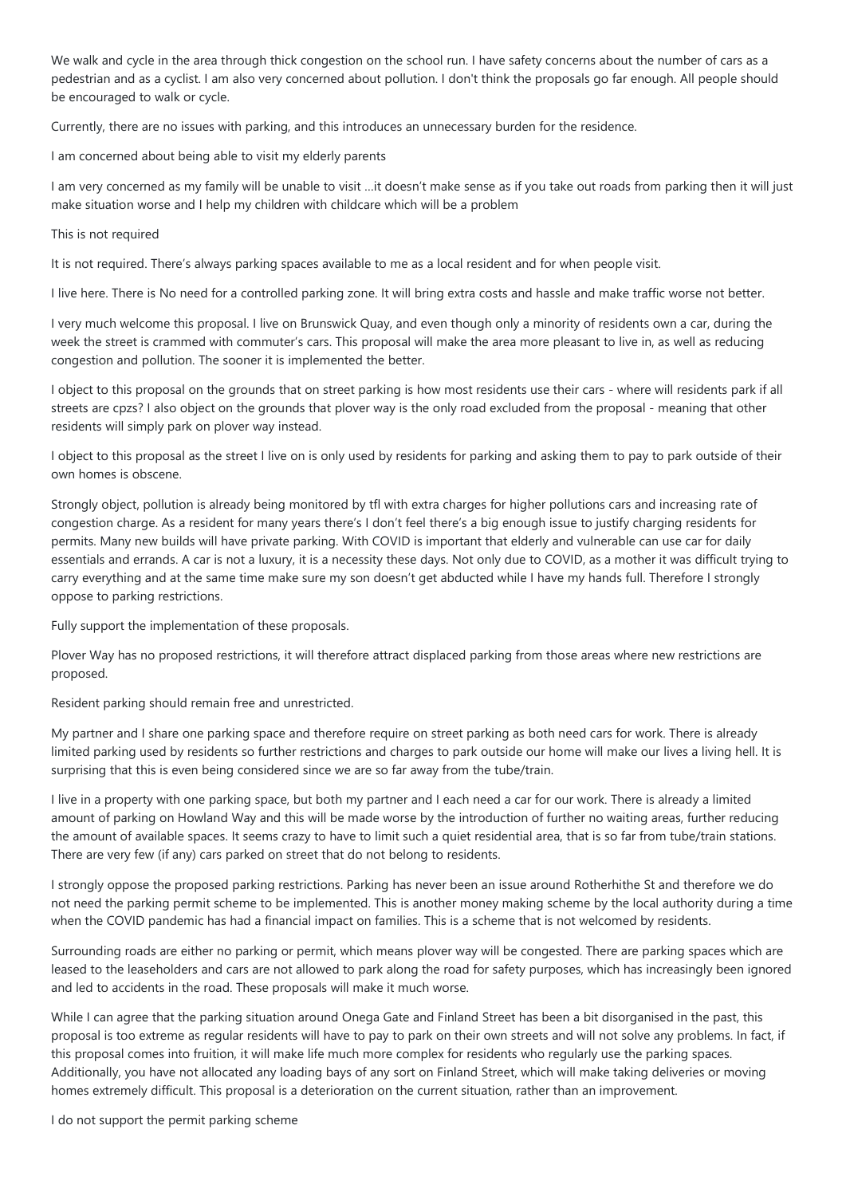We walk and cycle in the area through thick congestion on the school run. I have safety concerns about the number of cars as a pedestrian and as a cyclist. I am also very concerned about pollution. I don't think the proposals go far enough. All people should be encouraged to walk or cycle.

Currently, there are no issues with parking, and this introduces an unnecessary burden for the residence.

I am concerned about being able to visit my elderly parents

I am very concerned as my family will be unable to visit …it doesn't make sense as if you take out roads from parking then it will just make situation worse and I help my children with childcare which will be a problem

This is not required

It is not required. There's always parking spaces available to me as a local resident and for when people visit.

I live here. There is No need for a controlled parking zone. It will bring extra costs and hassle and make traffic worse not better.

I very much welcome this proposal. I live on Brunswick Quay, and even though only a minority of residents own a car, during the week the street is crammed with commuter's cars. This proposal will make the area more pleasant to live in, as well as reducing congestion and pollution. The sooner it is implemented the better.

I object to this proposal on the grounds that on street parking is how most residents use their cars - where will residents park if all streets are cpzs? I also object on the grounds that plover way is the only road excluded from the proposal - meaning that other residents will simply park on plover way instead.

I object to this proposal as the street I live on is only used by residents for parking and asking them to pay to park outside of their own homes is obscene.

Strongly object, pollution is already being monitored by tfl with extra charges for higher pollutions cars and increasing rate of congestion charge. As a resident for many years there's I don't feel there's a big enough issue to justify charging residents for permits. Many new builds will have private parking. With COVID is important that elderly and vulnerable can use car for daily essentials and errands. A car is not a luxury, it is a necessity these days. Not only due to COVID, as a mother it was difficult trying to carry everything and at the same time make sure my son doesn't get abducted while I have my hands full. Therefore I strongly oppose to parking restrictions.

Fully support the implementation of these proposals.

Plover Way has no proposed restrictions, it will therefore attract displaced parking from those areas where new restrictions are proposed.

Resident parking should remain free and unrestricted.

My partner and I share one parking space and therefore require on street parking as both need cars for work. There is already limited parking used by residents so further restrictions and charges to park outside our home will make our lives a living hell. It is surprising that this is even being considered since we are so far away from the tube/train.

I live in a property with one parking space, but both my partner and I each need a car for our work. There is already a limited amount of parking on Howland Way and this will be made worse by the introduction of further no waiting areas, further reducing the amount of available spaces. It seems crazy to have to limit such a quiet residential area, that is so far from tube/train stations. There are very few (if any) cars parked on street that do not belong to residents.

I strongly oppose the proposed parking restrictions. Parking has never been an issue around Rotherhithe St and therefore we do not need the parking permit scheme to be implemented. This is another money making scheme by the local authority during a time when the COVID pandemic has had a financial impact on families. This is a scheme that is not welcomed by residents.

Surrounding roads are either no parking or permit, which means plover way will be congested. There are parking spaces which are leased to the leaseholders and cars are not allowed to park along the road for safety purposes, which has increasingly been ignored and led to accidents in the road. These proposals will make it much worse.

While I can agree that the parking situation around Onega Gate and Finland Street has been a bit disorganised in the past, this proposal is too extreme as regular residents will have to pay to park on their own streets and will not solve any problems. In fact, if this proposal comes into fruition, it will make life much more complex for residents who regularly use the parking spaces. Additionally, you have not allocated any loading bays of any sort on Finland Street, which will make taking deliveries or moving homes extremely difficult. This proposal is a deterioration on the current situation, rather than an improvement.

I do not support the permit parking scheme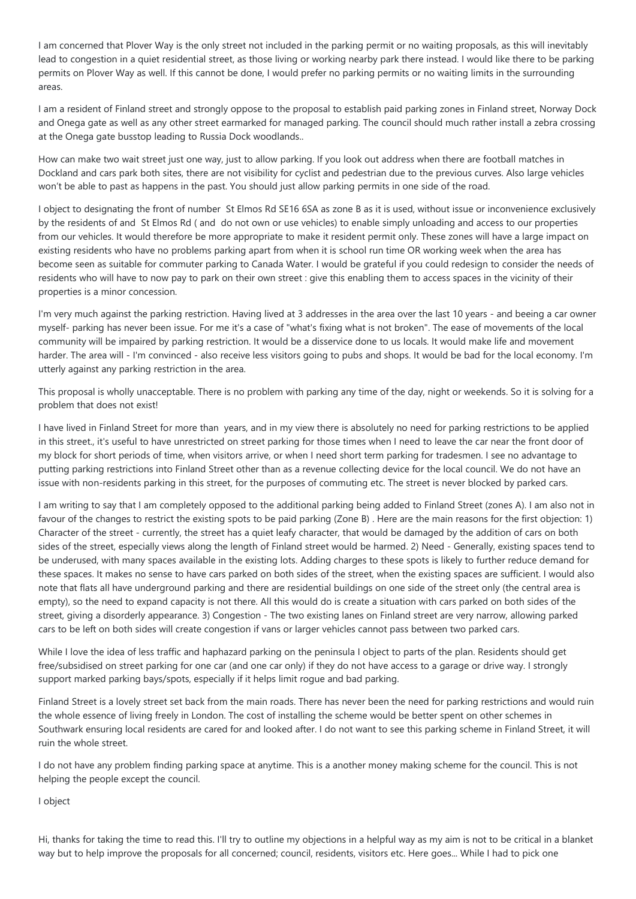I am concerned that Plover Way is the only street not included in the parking permit or no waiting proposals, as this will inevitably lead to congestion in a quiet residential street, as those living or working nearby park there instead. I would like there to be parking permits on Plover Way as well. If this cannot be done, I would prefer no parking permits or no waiting limits in the surrounding areas.

I am a resident of Finland street and strongly oppose to the proposal to establish paid parking zones in Finland street, Norway Dock and Onega gate as well as any other street earmarked for managed parking. The council should much rather install a zebra crossing at the Onega gate busstop leading to Russia Dock woodlands..

How can make two wait street just one way, just to allow parking. If you look out address when there are football matches in Dockland and cars park both sites, there are not visibility for cyclist and pedestrian due to the previous curves. Also large vehicles won't be able to past as happens in the past. You should just allow parking permits in one side of the road.

I object to designating the front of number  St Elmos Rd SE16 6SA as zone B as it is used, without issue or inconvenience exclusively by the residents of and  St Elmos Rd ( and  do not own or use vehicles) to enable simply unloading and access to our properties from our vehicles. It would therefore be more appropriate to make it resident permit only. These zones will have a large impact on existing residents who have no problems parking apart from when it is school run time OR working week when the area has become seen as suitable for commuter parking to Canada Water. I would be grateful if you could redesign to consider the needs of residents who will have to now pay to park on their own street : give this enabling them to access spaces in the vicinity of their properties is a minor concession.

I'm very much against the parking restriction. Having lived at 3 addresses in the area over the last 10 years - and beeing a car owner myself- parking has never been issue. For me it's a case of "what's fixing what is not broken". The ease of movements of the local community will be impaired by parking restriction. It would be a disservice done to us locals. It would make life and movement harder. The area will - I'm convinced - also receive less visitors going to pubs and shops. It would be bad for the local economy. I'm utterly against any parking restriction in the area.

This proposal is wholly unacceptable. There is no problem with parking any time of the day, night or weekends. So it is solving for a problem that does not exist!

I have lived in Finland Street for more than  years, and in my view there is absolutely no need for parking restrictions to be applied in this street., it's useful to have unrestricted on street parking for those times when I need to leave the car near the front door of my block for short periods of time, when visitors arrive, or when I need short term parking for tradesmen. I see no advantage to putting parking restrictions into Finland Street other than as a revenue collecting device for the local council. We do not have an issue with non-residents parking in this street, for the purposes of commuting etc. The street is never blocked by parked cars.

I am writing to say that I am completely opposed to the additional parking being added to Finland Street (zones A). I am also not in favour of the changes to restrict the existing spots to be paid parking (Zone B) . Here are the main reasons for the first objection: 1) Character of the street - currently, the street has a quiet leafy character, that would be damaged by the addition of cars on both sides of the street, especially views along the length of Finland street would be harmed. 2) Need - Generally, existing spaces tend to be underused, with many spaces available in the existing lots. Adding charges to these spots is likely to further reduce demand for these spaces. It makes no sense to have cars parked on both sides of the street, when the existing spaces are sufficient. I would also note that flats all have underground parking and there are residential buildings on one side of the street only (the central area is empty), so the need to expand capacity is not there. All this would do is create a situation with cars parked on both sides of the street, giving a disorderly appearance. 3) Congestion - The two existing lanes on Finland street are very narrow, allowing parked cars to be left on both sides will create congestion if vans or larger vehicles cannot pass between two parked cars.

While I love the idea of less traffic and haphazard parking on the peninsula I object to parts of the plan. Residents should get free/subsidised on street parking for one car (and one car only) if they do not have access to a garage or drive way. I strongly support marked parking bays/spots, especially if it helps limit rogue and bad parking.

Finland Street is a lovely street set back from the main roads. There has never been the need for parking restrictions and would ruin the whole essence of living freely in London. The cost of installing the scheme would be better spent on other schemes in Southwark ensuring local residents are cared for and looked after. I do not want to see this parking scheme in Finland Street, it will ruin the whole street.

I do not have any problem finding parking space at anytime. This is a another money making scheme for the council. This is not helping the people except the council.

I object

Hi, thanks for taking the time to read this. I'll try to outline my objections in a helpful way as my aim is not to be critical in a blanket way but to help improve the proposals for all concerned; council, residents, visitors etc. Here goes... While I had to pick one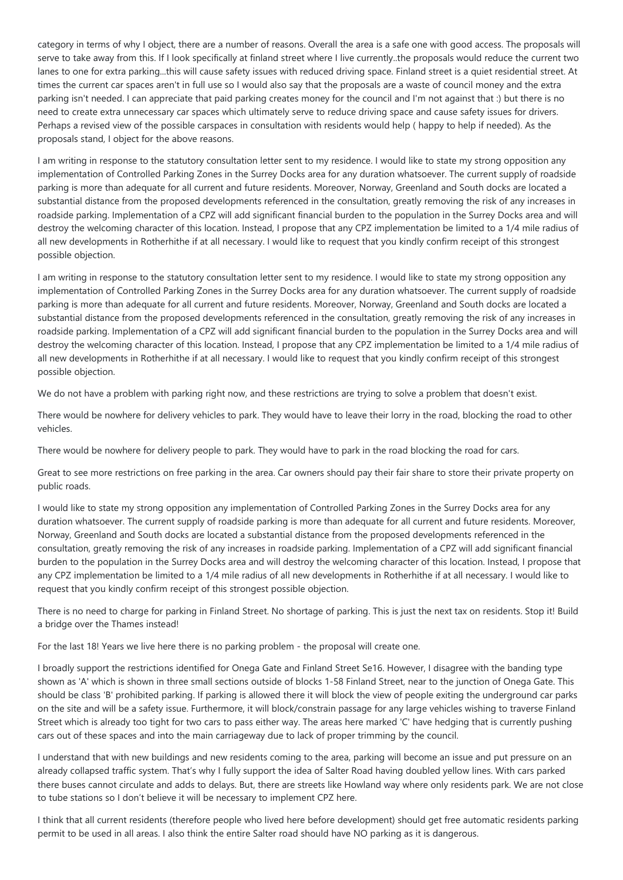category in terms of why I object, there are a number of reasons. Overall the area is a safe one with good access. The proposals will serve to take away from this. If I look specifically at finland street where I live currently..the proposals would reduce the current two lanes to one for extra parking...this will cause safety issues with reduced driving space. Finland street is a quiet residential street. At times the current car spaces aren't in full use so I would also say that the proposals are a waste of council money and the extra parking isn't needed. I can appreciate that paid parking creates money for the council and I'm not against that :) but there is no need to create extra unnecessary car spaces which ultimately serve to reduce driving space and cause safety issues for drivers. Perhaps a revised view of the possible carspaces in consultation with residents would help ( happy to help if needed). As the proposals stand, I object for the above reasons.

I am writing in response to the statutory consultation letter sent to my residence. I would like to state my strong opposition any implementation of Controlled Parking Zones in the Surrey Docks area for any duration whatsoever. The current supply of roadside parking is more than adequate for all current and future residents. Moreover, Norway, Greenland and South docks are located a substantial distance from the proposed developments referenced in the consultation, greatly removing the risk of any increases in roadside parking. Implementation of a CPZ will add significant financial burden to the population in the Surrey Docks area and will destroy the welcoming character of this location. Instead, I propose that any CPZ implementation be limited to a 1/4 mile radius of all new developments in Rotherhithe if at all necessary. I would like to request that you kindly confirm receipt of this strongest possible objection.

I am writing in response to the statutory consultation letter sent to my residence. I would like to state my strong opposition any implementation of Controlled Parking Zones in the Surrey Docks area for any duration whatsoever. The current supply of roadside parking is more than adequate for all current and future residents. Moreover, Norway, Greenland and South docks are located a substantial distance from the proposed developments referenced in the consultation, greatly removing the risk of any increases in roadside parking. Implementation of a CPZ will add significant financial burden to the population in the Surrey Docks area and will destroy the welcoming character of this location. Instead, I propose that any CPZ implementation be limited to a 1/4 mile radius of all new developments in Rotherhithe if at all necessary. I would like to request that you kindly confirm receipt of this strongest possible objection.

We do not have a problem with parking right now, and these restrictions are trying to solve a problem that doesn't exist.

There would be nowhere for delivery vehicles to park. They would have to leave their lorry in the road, blocking the road to other vehicles.

There would be nowhere for delivery people to park. They would have to park in the road blocking the road for cars.

Great to see more restrictions on free parking in the area. Car owners should pay their fair share to store their private property on public roads.

I would like to state my strong opposition any implementation of Controlled Parking Zones in the Surrey Docks area for any duration whatsoever. The current supply of roadside parking is more than adequate for all current and future residents. Moreover, Norway, Greenland and South docks are located a substantial distance from the proposed developments referenced in the consultation, greatly removing the risk of any increases in roadside parking. Implementation of a CPZ will add significant financial burden to the population in the Surrey Docks area and will destroy the welcoming character of this location. Instead, I propose that any CPZ implementation be limited to a 1/4 mile radius of all new developments in Rotherhithe if at all necessary. I would like to request that you kindly confirm receipt of this strongest possible objection.

There is no need to charge for parking in Finland Street. No shortage of parking. This is just the next tax on residents. Stop it! Build a bridge over the Thames instead!

For the last 18! Years we live here there is no parking problem - the proposal will create one.

I broadly support the restrictions identified for Onega Gate and Finland Street Se16. However, I disagree with the banding type shown as 'A' which is shown in three small sections outside of blocks 1-58 Finland Street, near to the junction of Onega Gate. This should be class 'B' prohibited parking. If parking is allowed there it will block the view of people exiting the underground car parks on the site and will be a safety issue. Furthermore, it will block/constrain passage for any large vehicles wishing to traverse Finland Street which is already too tight for two cars to pass either way. The areas here marked 'C' have hedging that is currently pushing cars out of these spaces and into the main carriageway due to lack of proper trimming by the council.

I understand that with new buildings and new residents coming to the area, parking will become an issue and put pressure on an already collapsed traffic system. That's why I fully support the idea of Salter Road having doubled yellow lines. With cars parked there buses cannot circulate and adds to delays. But, there are streets like Howland way where only residents park. We are not close to tube stations so I don't believe it will be necessary to implement CPZ here.

I think that all current residents (therefore people who lived here before development) should get free automatic residents parking permit to be used in all areas. I also think the entire Salter road should have NO parking as it is dangerous.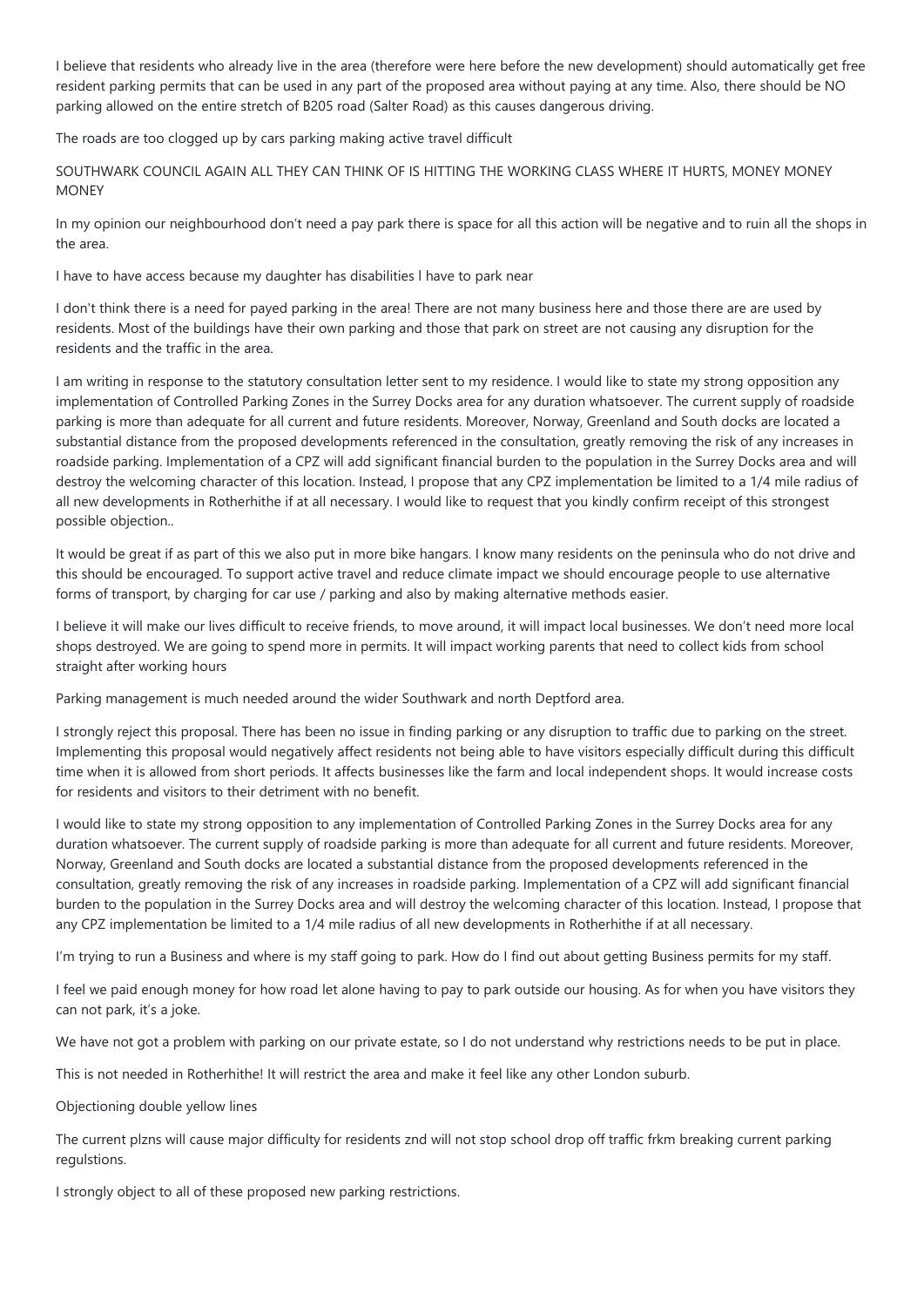I believe that residents who already live in the area (therefore were here before the new development) should automatically get free resident parking permits that can be used in any part of the proposed area without paying at any time. Also, there should be NO parking allowed on the entire stretch of B205 road (Salter Road) as this causes dangerous driving.

The roads are too clogged up by cars parking making active travel difficult

SOUTHWARK COUNCIL AGAIN ALL THEY CAN THINK OF IS HITTING THE WORKING CLASS WHERE IT HURTS, MONEY MONEY MONEY

In my opinion our neighbourhood don't need a pay park there is space for all this action will be negative and to ruin all the shops in the area.

I have to have access because my daughter has disabilities l have to park near

I don't think there is a need for payed parking in the area! There are not many business here and those there are are used by residents. Most of the buildings have their own parking and those that park on street are not causing any disruption for the residents and the traffic in the area.

I am writing in response to the statutory consultation letter sent to my residence. I would like to state my strong opposition any implementation of Controlled Parking Zones in the Surrey Docks area for any duration whatsoever. The current supply of roadside parking is more than adequate for all current and future residents. Moreover, Norway, Greenland and South docks are located a substantial distance from the proposed developments referenced in the consultation, greatly removing the risk of any increases in roadside parking. Implementation of a CPZ will add significant financial burden to the population in the Surrey Docks area and will destroy the welcoming character of this location. Instead, I propose that any CPZ implementation be limited to a 1/4 mile radius of all new developments in Rotherhithe if at all necessary. I would like to request that you kindly confirm receipt of this strongest possible objection..

It would be great if as part of this we also put in more bike hangars. I know many residents on the peninsula who do not drive and this should be encouraged. To support active travel and reduce climate impact we should encourage people to use alternative forms of transport, by charging for car use / parking and also by making alternative methods easier.

I believe it will make our lives difficult to receive friends, to move around, it will impact local businesses. We don't need more local shops destroyed. We are going to spend more in permits. It will impact working parents that need to collect kids from school straight after working hours

Parking management is much needed around the wider Southwark and north Deptford area.

I strongly reject this proposal. There has been no issue in finding parking or any disruption to traffic due to parking on the street. Implementing this proposal would negatively affect residents not being able to have visitors especially difficult during this difficult time when it is allowed from short periods. It affects businesses like the farm and local independent shops. It would increase costs for residents and visitors to their detriment with no benefit.

I would like to state my strong opposition to any implementation of Controlled Parking Zones in the Surrey Docks area for any duration whatsoever. The current supply of roadside parking is more than adequate for all current and future residents. Moreover, Norway, Greenland and South docks are located a substantial distance from the proposed developments referenced in the consultation, greatly removing the risk of any increases in roadside parking. Implementation of a CPZ will add significant financial burden to the population in the Surrey Docks area and will destroy the welcoming character of this location. Instead, I propose that any CPZ implementation be limited to a 1/4 mile radius of all new developments in Rotherhithe if at all necessary.

I'm trying to run a Business and where is my staff going to park. How do I find out about getting Business permits for my staff.

I feel we paid enough money for how road let alone having to pay to park outside our housing. As for when you have visitors they can not park, it's a joke.

We have not got a problem with parking on our private estate, so I do not understand why restrictions needs to be put in place.

This is not needed in Rotherhithe! It will restrict the area and make it feel like any other London suburb.

Objectioning double yellow lines

The current plzns will cause major difficulty for residents znd will not stop school drop off traffic frkm breaking current parking regulstions.

I strongly object to all of these proposed new parking restrictions.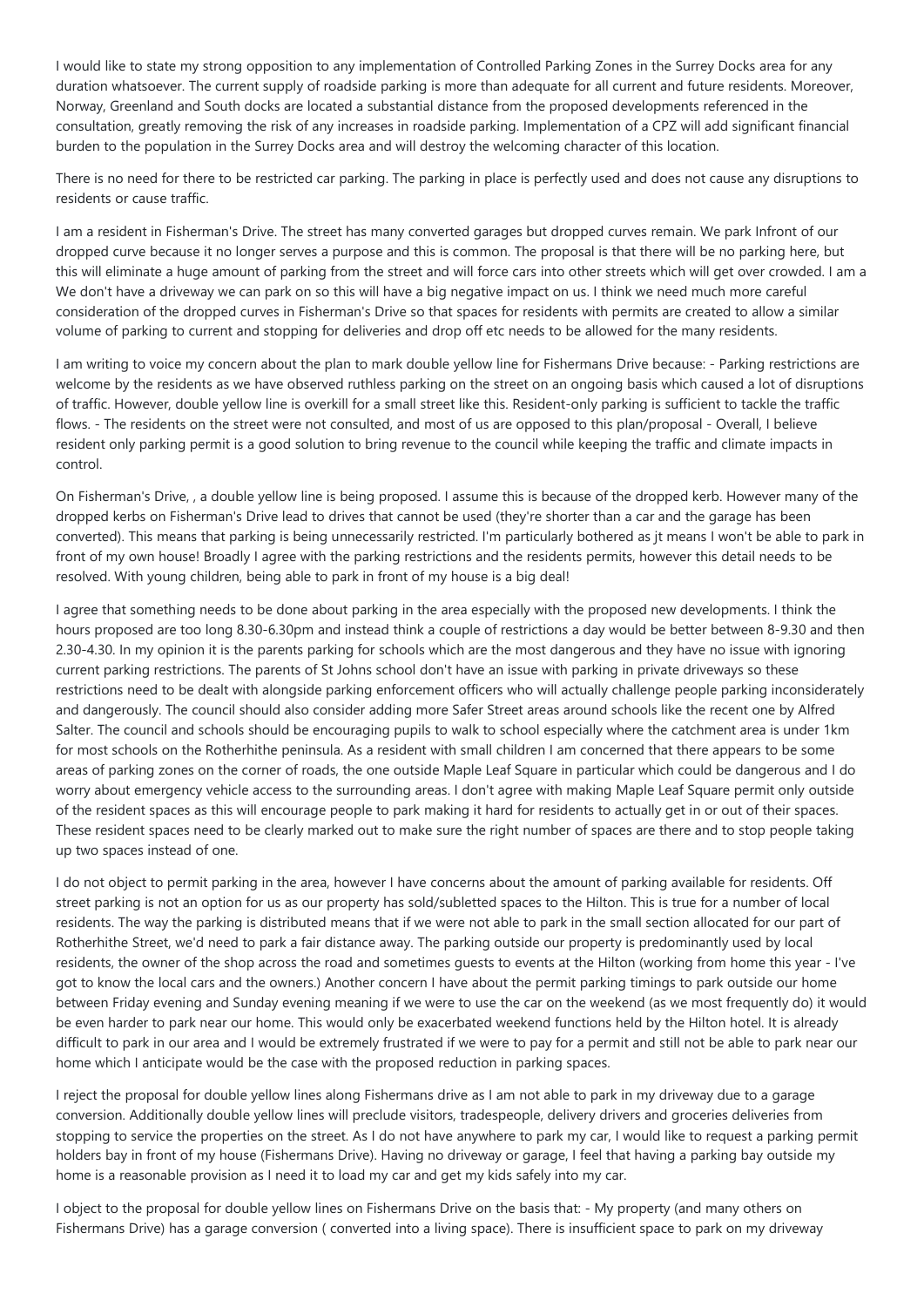I would like to state my strong opposition to any implementation of Controlled Parking Zones in the Surrey Docks area for any duration whatsoever. The current supply of roadside parking is more than adequate for all current and future residents. Moreover, Norway, Greenland and South docks are located a substantial distance from the proposed developments referenced in the consultation, greatly removing the risk of any increases in roadside parking. Implementation of a CPZ will add significant financial burden to the population in the Surrey Docks area and will destroy the welcoming character of this location.

There is no need for there to be restricted car parking. The parking in place is perfectly used and does not cause any disruptions to residents or cause traffic.

I am a resident in Fisherman's Drive. The street has many converted garages but dropped curves remain. We park Infront of our dropped curve because it no longer serves a purpose and this is common. The proposal is that there will be no parking here, but this will eliminate a huge amount of parking from the street and will force cars into other streets which will get over crowded. I am a We don't have a driveway we can park on so this will have a big negative impact on us. I think we need much more careful consideration of the dropped curves in Fisherman's Drive so that spaces for residents with permits are created to allow a similar volume of parking to current and stopping for deliveries and drop off etc needs to be allowed for the many residents.

I am writing to voice my concern about the plan to mark double yellow line for Fishermans Drive because: - Parking restrictions are welcome by the residents as we have observed ruthless parking on the street on an ongoing basis which caused a lot of disruptions of traffic. However, double yellow line is overkill for a small street like this. Resident-only parking is sufficient to tackle the traffic flows. - The residents on the street were not consulted, and most of us are opposed to this plan/proposal - Overall, I believe resident only parking permit is a good solution to bring revenue to the council while keeping the traffic and climate impacts in control.

On Fisherman's Drive, , a double yellow line is being proposed. I assume this is because of the dropped kerb. However many of the dropped kerbs on Fisherman's Drive lead to drives that cannot be used (they're shorter than a car and the garage has been converted). This means that parking is being unnecessarily restricted. I'm particularly bothered as jt means I won't be able to park in front of my own house! Broadly I agree with the parking restrictions and the residents permits, however this detail needs to be resolved. With young children, being able to park in front of my house is a big deal!

I agree that something needs to be done about parking in the area especially with the proposed new developments. I think the hours proposed are too long 8.30-6.30pm and instead think a couple of restrictions a day would be better between 8-9.30 and then 2.30-4.30. In my opinion it is the parents parking for schools which are the most dangerous and they have no issue with ignoring current parking restrictions. The parents of St Johns school don't have an issue with parking in private driveways so these restrictions need to be dealt with alongside parking enforcement officers who will actually challenge people parking inconsiderately and dangerously. The council should also consider adding more Safer Street areas around schools like the recent one by Alfred Salter. The council and schools should be encouraging pupils to walk to school especially where the catchment area is under 1km for most schools on the Rotherhithe peninsula. As a resident with small children I am concerned that there appears to be some areas of parking zones on the corner of roads, the one outside Maple Leaf Square in particular which could be dangerous and I do worry about emergency vehicle access to the surrounding areas. I don't agree with making Maple Leaf Square permit only outside of the resident spaces as this will encourage people to park making it hard for residents to actually get in or out of their spaces. These resident spaces need to be clearly marked out to make sure the right number of spaces are there and to stop people taking up two spaces instead of one.

I do not object to permit parking in the area, however I have concerns about the amount of parking available for residents. Off street parking is not an option for us as our property has sold/subletted spaces to the Hilton. This is true for a number of local residents. The way the parking is distributed means that if we were not able to park in the small section allocated for our part of Rotherhithe Street, we'd need to park a fair distance away. The parking outside our property is predominantly used by local residents, the owner of the shop across the road and sometimes guests to events at the Hilton (working from home this year - I've got to know the local cars and the owners.) Another concern I have about the permit parking timings to park outside our home between Friday evening and Sunday evening meaning if we were to use the car on the weekend (as we most frequently do) it would be even harder to park near our home. This would only be exacerbated weekend functions held by the Hilton hotel. It is already difficult to park in our area and I would be extremely frustrated if we were to pay for a permit and still not be able to park near our home which I anticipate would be the case with the proposed reduction in parking spaces.

I reject the proposal for double yellow lines along Fishermans drive as I am not able to park in my driveway due to a garage conversion. Additionally double yellow lines will preclude visitors, tradespeople, delivery drivers and groceries deliveries from stopping to service the properties on the street. As I do not have anywhere to park my car, I would like to request a parking permit holders bay in front of my house (Fishermans Drive). Having no driveway or garage, I feel that having a parking bay outside my home is a reasonable provision as I need it to load my car and get my kids safely into my car.

I object to the proposal for double yellow lines on Fishermans Drive on the basis that: - My property (and many others on Fishermans Drive) has a garage conversion ( converted into a living space). There is insufficient space to park on my driveway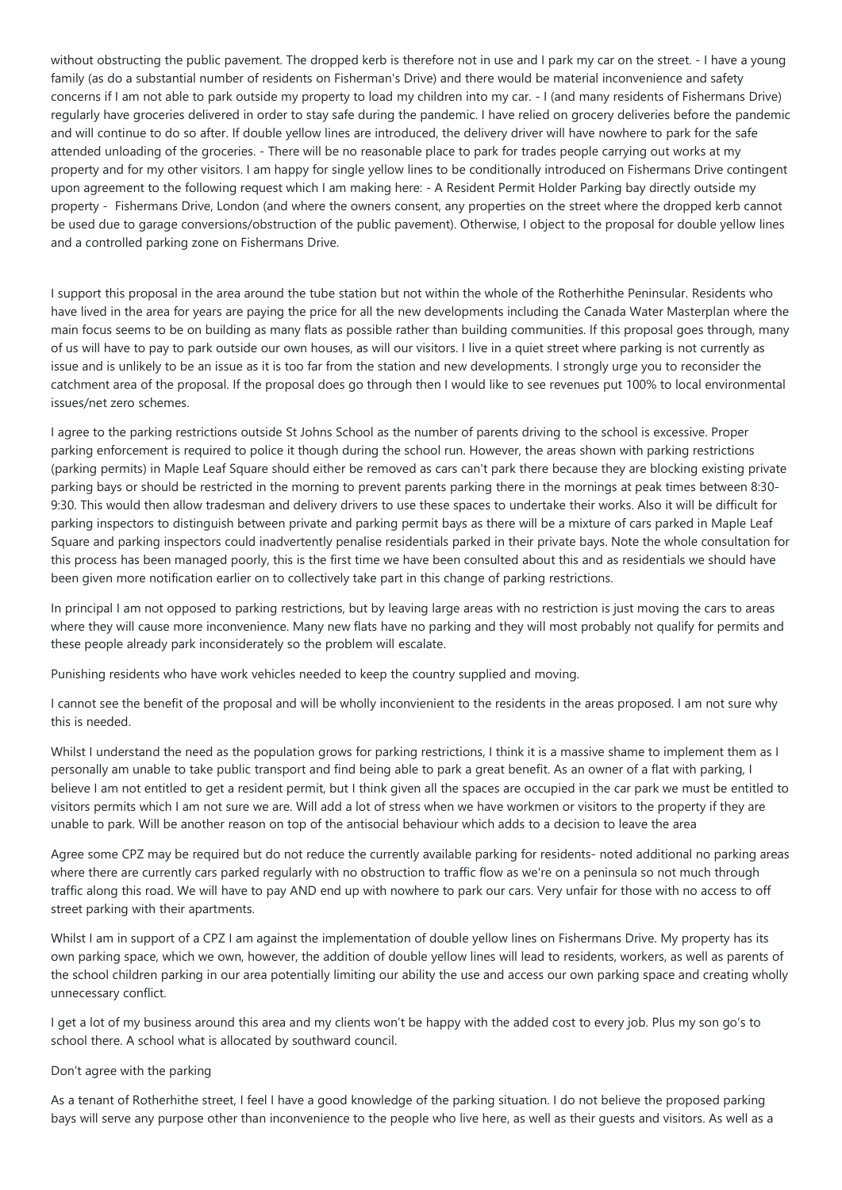without obstructing the public pavement. The dropped kerb is therefore not in use and I park my car on the street. - I have a young family (as do a substantial number of residents on Fisherman's Drive) and there would be material inconvenience and safety concerns if I am not able to park outside my property to load my children into my car. - I (and many residents of Fishermans Drive) regularly have groceries delivered in order to stay safe during the pandemic. I have relied on grocery deliveries before the pandemic and will continue to do so after. If double yellow lines are introduced, the delivery driver will have nowhere to park for the safe attended unloading of the groceries. - There will be no reasonable place to park for trades people carrying out works at my property and for my other visitors. I am happy for single yellow lines to be conditionally introduced on Fishermans Drive contingent upon agreement to the following request which I am making here: - A Resident Permit Holder Parking bay directly outside my property - Fishermans Drive, London (and where the owners consent, any properties on the street where the dropped kerb cannot be used due to garage conversions/obstruction of the public pavement). Otherwise, I object to the proposal for double yellow lines and a controlled parking zone on Fishermans Drive.

I support this proposal in the area around the tube station but not within the whole of the Rotherhithe Peninsular. Residents who have lived in the area for years are paying the price for all the new developments including the Canada Water Masterplan where the main focus seems to be on building as many flats as possible rather than building communities. If this proposal goes through, many of us will have to pay to park outside our own houses, as will our visitors. I live in a quiet street where parking is not currently as issue and is unlikely to be an issue as it is too far from the station and new developments. I strongly urge you to reconsider the catchment area of the proposal. If the proposal does go through then I would like to see revenues put 100% to local environmental issues/net zero schemes.

I agree to the parking restrictions outside St Johns School as the number of parents driving to the school is excessive. Proper parking enforcement is required to police it though during the school run. However, the areas shown with parking restrictions (parking permits) in Maple Leaf Square should either be removed as cars can't park there because they are blocking existing private parking bays or should be restricted in the morning to prevent parents parking there in the mornings at peak times between 8:30-9:30. This would then allow tradesman and delivery drivers to use these spaces to undertake their works. Also it will be difficult for parking inspectors to distinguish between private and parking permit bays as there will be a mixture of cars parked in Maple Leaf Square and parking inspectors could inadvertently penalise residentials parked in their private bays. Note the whole consultation for this process has been managed poorly, this is the first time we have been consulted about this and as residentials we should have been given more notification earlier on to collectively take part in this change of parking restrictions.

In principal I am not opposed to parking restrictions, but by leaving large areas with no restriction is just moving the cars to areas where they will cause more inconvenience. Many new flats have no parking and they will most probably not qualify for permits and these people already park inconsiderately so the problem will escalate.

Punishing residents who have work vehicles needed to keep the country supplied and moving.

I cannot see the benefit of the proposal and will be wholly inconvienient to the residents in the areas proposed. I am not sure why this is needed.

Whilst I understand the need as the population grows for parking restrictions, I think it is a massive shame to implement them as I personally am unable to take public transport and find being able to park a great benefit. As an owner of a flat with parking, I believe I am not entitled to get a resident permit, but I think given all the spaces are occupied in the car park we must be entitled to visitors permits which I am not sure we are. Will add a lot of stress when we have workmen or visitors to the property if they are unable to park. Will be another reason on top of the antisocial behaviour which adds to a decision to leave the area

Agree some CPZ may be required but do not reduce the currently available parking for residents- noted additional no parking areas where there are currently cars parked regularly with no obstruction to traffic flow as we're on a peninsula so not much through traffic along this road. We will have to pay AND end up with nowhere to park our cars. Very unfair for those with no access to off street parking with their apartments.

Whilst I am in support of a CPZ I am against the implementation of double yellow lines on Fishermans Drive. My property has its own parking space, which we own, however, the addition of double yellow lines will lead to residents, workers, as well as parents of the school children parking in our area potentially limiting our ability the use and access our own parking space and creating wholly unnecessary conflict.

I get a lot of my business around this area and my clients won't be happy with the added cost to every job. Plus my son go's to school there. A school what is allocated by southward council.

Don't agree with the parking

As a tenant of Rotherhithe street, I feel I have a good knowledge of the parking situation. I do not believe the proposed parking bays will serve any purpose other than inconvenience to the people who live here, as well as their guests and visitors. As well as a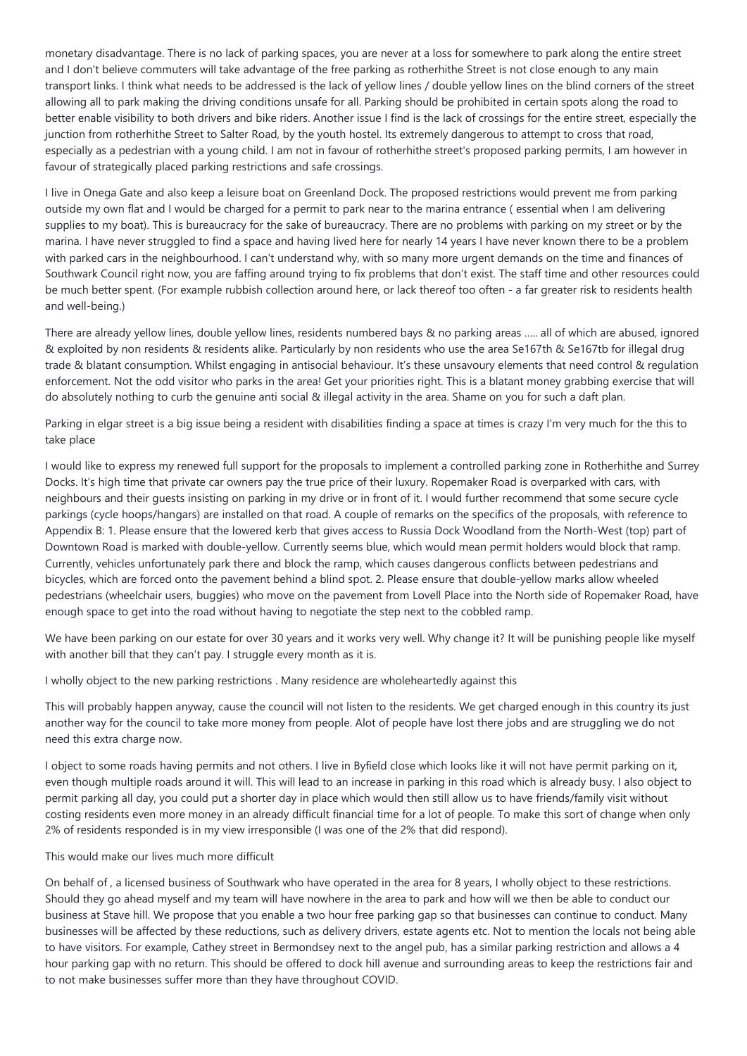monetary disadvantage. There is no lack of parking spaces, you are never at a loss for somewhere to park along the entire street and I don't believe commuters will take advantage of the free parking as rotherhithe Street is not close enough to any main transport links. I think what needs to be addressed is the lack of yellow lines / double yellow lines on the blind corners of the street allowing all to park making the driving conditions unsafe for all. Parking should be prohibited in certain spots along the road to better enable visibility to both drivers and bike riders. Another issue I find is the lack of crossings for the entire street, especially the junction from rotherhithe Street to Salter Road, by the youth hostel. Its extremely dangerous to attempt to cross that road, especially as a pedestrian with a young child. I am not in favour of rotherhithe street's proposed parking permits, I am however in favour of strategically placed parking restrictions and safe crossings.

I live in Onega Gate and also keep a leisure boat on Greenland Dock. The proposed restrictions would prevent me from parking outside my own flat and I would be charged for a permit to park near to the marina entrance ( essential when I am delivering supplies to my boat). This is bureaucracy for the sake of bureaucracy. There are no problems with parking on my street or by the marina. I have never struggled to find a space and having lived here for nearly 14 years I have never known there to be a problem with parked cars in the neighbourhood. I can't understand why, with so many more urgent demands on the time and finances of Southwark Council right now, you are faffing around trying to fix problems that don't exist. The staff time and other resources could be much better spent. (For example rubbish collection around here, or lack thereof too often - a far greater risk to residents health and well-being.)

There are already yellow lines, double yellow lines, residents numbered bays & no parking areas ….. all of which are abused, ignored & exploited by non residents & residents alike. Particularly by non residents who use the area Se167th & Se167tb for illegal drug trade & blatant consumption. Whilst engaging in antisocial behaviour. It's these unsavoury elements that need control & regulation enforcement. Not the odd visitor who parks in the area! Get your priorities right. This is a blatant money grabbing exercise that will do absolutely nothing to curb the genuine anti social & illegal activity in the area. Shame on you for such a daft plan.

Parking in elgar street is a big issue being a resident with disabilities finding a space at times is crazy I'm very much for the this to take place

I would like to express my renewed full support for the proposals to implement a controlled parking zone in Rotherhithe and Surrey Docks. It's high time that private car owners pay the true price of their luxury. Ropemaker Road is overparked with cars, with neighbours and their guests insisting on parking in my drive or in front of it. I would further recommend that some secure cycle parkings (cycle hoops/hangars) are installed on that road. A couple of remarks on the specifics of the proposals, with reference to Appendix B: 1. Please ensure that the lowered kerb that gives access to Russia Dock Woodland from the North-West (top) part of Downtown Road is marked with double-yellow. Currently seems blue, which would mean permit holders would block that ramp. Currently, vehicles unfortunately park there and block the ramp, which causes dangerous conflicts between pedestrians and bicycles, which are forced onto the pavement behind a blind spot. 2. Please ensure that double-yellow marks allow wheeled pedestrians (wheelchair users, buggies) who move on the pavement from Lovell Place into the North side of Ropemaker Road, have enough space to get into the road without having to negotiate the step next to the cobbled ramp.

We have been parking on our estate for over 30 years and it works very well. Why change it? It will be punishing people like myself with another bill that they can't pay. I struggle every month as it is.

I wholly object to the new parking restrictions . Many residence are wholeheartedly against this

This will probably happen anyway, cause the council will not listen to the residents. We get charged enough in this country its just another way for the council to take more money from people. Alot of people have lost there jobs and are struggling we do not need this extra charge now.

I object to some roads having permits and not others. I live in Byfield close which looks like it will not have permit parking on it, even though multiple roads around it will. This will lead to an increase in parking in this road which is already busy. I also object to permit parking all day, you could put a shorter day in place which would then still allow us to have friends/family visit without costing residents even more money in an already difficult financial time for a lot of people. To make this sort of change when only 2% of residents responded is in my view irresponsible (I was one of the 2% that did respond).

This would make our lives much more difficult

On behalf of , a licensed business of Southwark who have operated in the area for 8 years, I wholly object to these restrictions. Should they go ahead myself and my team will have nowhere in the area to park and how will we then be able to conduct our business at Stave hill. We propose that you enable a two hour free parking gap so that businesses can continue to conduct. Many businesses will be affected by these reductions, such as delivery drivers, estate agents etc. Not to mention the locals not being able to have visitors. For example, Cathey street in Bermondsey next to the angel pub, has a similar parking restriction and allows a 4 hour parking gap with no return. This should be offered to dock hill avenue and surrounding areas to keep the restrictions fair and to not make businesses suffer more than they have throughout COVID.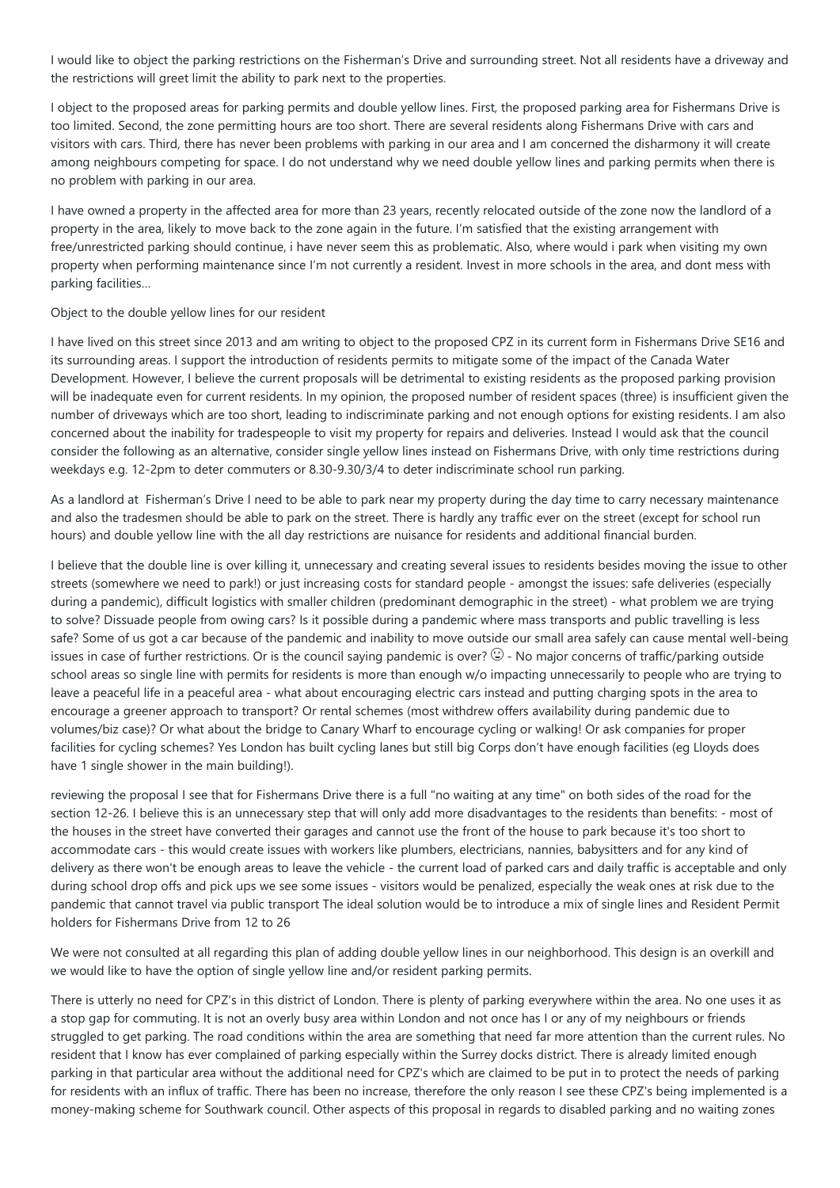I would like to object the parking restrictions on the Fisherman's Drive and surrounding street. Not all residents have a driveway and the restrictions will greet limit the ability to park next to the properties.

I object to the proposed areas for parking permits and double yellow lines. First, the proposed parking area for Fishermans Drive is too limited. Second, the zone permitting hours are too short. There are several residents along Fishermans Drive with cars and visitors with cars. Third, there has never been problems with parking in our area and I am concerned the disharmony it will create among neighbours competing for space. I do not understand why we need double yellow lines and parking permits when there is no problem with parking in our area.

I have owned a property in the affected area for more than 23 years, recently relocated outside of the zone now the landlord of a property in the area, likely to move back to the zone again in the future. I'm satisfied that the existing arrangement with free/unrestricted parking should continue, i have never seem this as problematic. Also, where would i park when visiting my own property when performing maintenance since I'm not currently a resident. Invest in more schools in the area, and dont mess with parking facilities...

Object to the double yellow lines for our resident

I have lived on this street since 2013 and am writing to object to the proposed CPZ in its current form in Fishermans Drive SE16 and its surrounding areas. I support the introduction of residents permits to mitigate some of the impact of the Canada Water Development. However, I believe the current proposals will be detrimental to existing residents as the proposed parking provision will be inadequate even for current residents. In my opinion, the proposed number of resident spaces (three) is insufficient given the number of driveways which are too short, leading to indiscriminate parking and not enough options for existing residents. I am also concerned about the inability for tradespeople to visit my property for repairs and deliveries. Instead I would ask that the council consider the following as an alternative, consider single yellow lines instead on Fishermans Drive, with only time restrictions during weekdays e.g. 12-2pm to deter commuters or 8.30-9.30/3/4 to deter indiscriminate school run parking.

As a landlord at Fisherman's Drive I need to be able to park near my property during the day time to carry necessary maintenance and also the tradesmen should be able to park on the street. There is hardly any traffic ever on the street (except for school run hours) and double yellow line with the all day restrictions are nuisance for residents and additional financial burden.

I believe that the double line is over killing it, unnecessary and creating several issues to residents besides moving the issue to other streets (somewhere we need to park!) or just increasing costs for standard people - amongst the issues: safe deliveries (especially during a pandemic), difficult logistics with smaller children (predominant demographic in the street) - what problem we are trying to solve? Dissuade people from owing cars? Is it possible during a pandemic where mass transports and public travelling is less safe? Some of us got a car because of the pandemic and inability to move outside our small area safely can cause mental well-being issues in case of further restrictions. Or is the council saying pandemic is over? ☺ - No major concerns of traffic/parking outside school areas so single line with permits for residents is more than enough w/o impacting unnecessarily to people who are trying to leave a peaceful life in a peaceful area - what about encouraging electric cars instead and putting charging spots in the area to encourage a greener approach to transport? Or rental schemes (most withdrew offers availability during pandemic due to volumes/biz case)? Or what about the bridge to Canary Wharf to encourage cycling or walking! Or ask companies for proper facilities for cycling schemes? Yes London has built cycling lanes but still big Corps don't have enough facilities (eg Lloyds does have 1 single shower in the main building!).

reviewing the proposal I see that for Fishermans Drive there is a full "no waiting at any time" on both sides of the road for the section 12-26. I believe this is an unnecessary step that will only add more disadvantages to the residents than benefits: - most of the houses in the street have converted their garages and cannot use the front of the house to park because it's too short to accommodate cars - this would create issues with workers like plumbers, electricians, nannies, babysitters and for any kind of delivery as there won't be enough areas to leave the vehicle - the current load of parked cars and daily traffic is acceptable and only during school drop offs and pick ups we see some issues - visitors would be penalized, especially the weak ones at risk due to the pandemic that cannot travel via public transport The ideal solution would be to introduce a mix of single lines and Resident Permit holders for Fishermans Drive from 12 to 26

We were not consulted at all regarding this plan of adding double yellow lines in our neighborhood. This design is an overkill and we would like to have the option of single yellow line and/or resident parking permits.

There is utterly no need for CPZ's in this district of London. There is plenty of parking everywhere within the area. No one uses it as a stop gap for commuting. It is not an overly busy area within London and not once has I or any of my neighbours or friends struggled to get parking. The road conditions within the area are something that need far more attention than the current rules. No resident that I know has ever complained of parking especially within the Surrey docks district. There is already limited enough parking in that particular area without the additional need for CPZ's which are claimed to be put in to protect the needs of parking for residents with an influx of traffic. There has been no increase, therefore the only reason I see these CPZ's being implemented is a money-making scheme for Southwark council. Other aspects of this proposal in regards to disabled parking and no waiting zones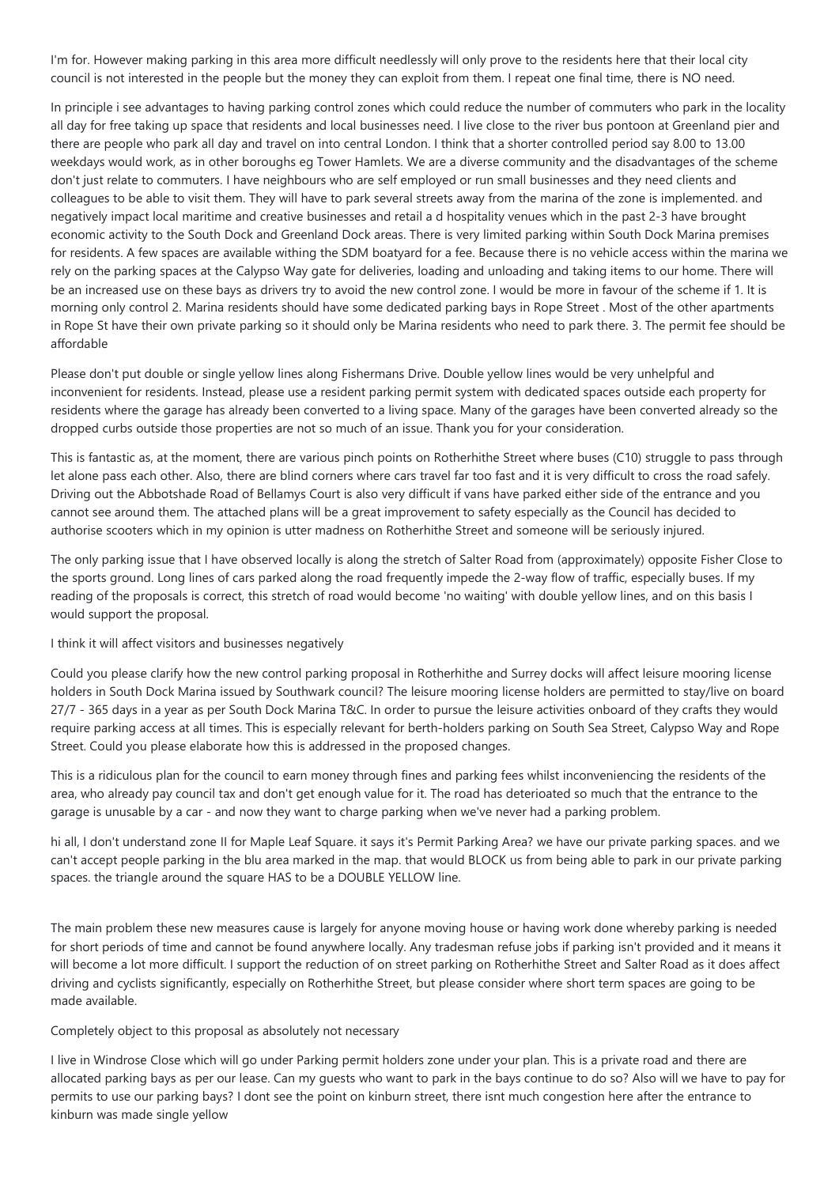I'm for. However making parking in this area more difficult needlessly will only prove to the residents here that their local city council is not interested in the people but the money they can exploit from them. I repeat one final time, there is NO need.

In principle i see advantages to having parking control zones which could reduce the number of commuters who park in the locality all day for free taking up space that residents and local businesses need. I live close to the river bus pontoon at Greenland pier and there are people who park all day and travel on into central London. I think that a shorter controlled period say 8.00 to 13.00 weekdays would work, as in other boroughs eg Tower Hamlets. We are a diverse community and the disadvantages of the scheme don't just relate to commuters. I have neighbours who are self employed or run small businesses and they need clients and colleagues to be able to visit them. They will have to park several streets away from the marina of the zone is implemented. and negatively impact local maritime and creative businesses and retail a d hospitality venues which in the past 2-3 have brought economic activity to the South Dock and Greenland Dock areas. There is very limited parking within South Dock Marina premises for residents. A few spaces are available withing the SDM boatyard for a fee. Because there is no vehicle access within the marina we rely on the parking spaces at the Calypso Way gate for deliveries, loading and unloading and taking items to our home. There will be an increased use on these bays as drivers try to avoid the new control zone. I would be more in favour of the scheme if 1. It is morning only control 2. Marina residents should have some dedicated parking bays in Rope Street . Most of the other apartments in Rope St have their own private parking so it should only be Marina residents who need to park there. 3. The permit fee should be affordable

Please don't put double or single yellow lines along Fishermans Drive. Double yellow lines would be very unhelpful and inconvenient for residents. Instead, please use a resident parking permit system with dedicated spaces outside each property for residents where the garage has already been converted to a living space. Many of the garages have been converted already so the dropped curbs outside those properties are not so much of an issue. Thank you for your consideration.

This is fantastic as, at the moment, there are various pinch points on Rotherhithe Street where buses (C10) struggle to pass through let alone pass each other. Also, there are blind corners where cars travel far too fast and it is very difficult to cross the road safely. Driving out the Abbotshade Road of Bellamys Court is also very difficult if vans have parked either side of the entrance and you cannot see around them. The attached plans will be a great improvement to safety especially as the Council has decided to authorise scooters which in my opinion is utter madness on Rotherhithe Street and someone will be seriously injured.

The only parking issue that I have observed locally is along the stretch of Salter Road from (approximately) opposite Fisher Close to the sports ground. Long lines of cars parked along the road frequently impede the 2-way flow of traffic, especially buses. If my reading of the proposals is correct, this stretch of road would become 'no waiting' with double yellow lines, and on this basis I would support the proposal.

I think it will affect visitors and businesses negatively

Could you please clarify how the new control parking proposal in Rotherhithe and Surrey docks will affect leisure mooring license holders in South Dock Marina issued by Southwark council? The leisure mooring license holders are permitted to stay/live on board 27/7 - 365 days in a year as per South Dock Marina T&C. In order to pursue the leisure activities onboard of they crafts they would require parking access at all times. This is especially relevant for berth-holders parking on South Sea Street, Calypso Way and Rope Street. Could you please elaborate how this is addressed in the proposed changes.

This is a ridiculous plan for the council to earn money through fines and parking fees whilst inconveniencing the residents of the area, who already pay council tax and don't get enough value for it. The road has deterioated so much that the entrance to the garage is unusable by a car - and now they want to charge parking when we've never had a parking problem.

hi all, I don't understand zone II for Maple Leaf Square. it says it's Permit Parking Area? we have our private parking spaces. and we can't accept people parking in the blu area marked in the map. that would BLOCK us from being able to park in our private parking spaces. the triangle around the square HAS to be a DOUBLE YELLOW line.

The main problem these new measures cause is largely for anyone moving house or having work done whereby parking is needed for short periods of time and cannot be found anywhere locally. Any tradesman refuse jobs if parking isn't provided and it means it will become a lot more difficult. I support the reduction of on street parking on Rotherhithe Street and Salter Road as it does affect driving and cyclists significantly, especially on Rotherhithe Street, but please consider where short term spaces are going to be made available.

Completely object to this proposal as absolutely not necessary

I live in Windrose Close which will go under Parking permit holders zone under your plan. This is a private road and there are allocated parking bays as per our lease. Can my guests who want to park in the bays continue to do so? Also will we have to pay for permits to use our parking bays? I dont see the point on kinburn street, there isnt much congestion here after the entrance to kinburn was made single yellow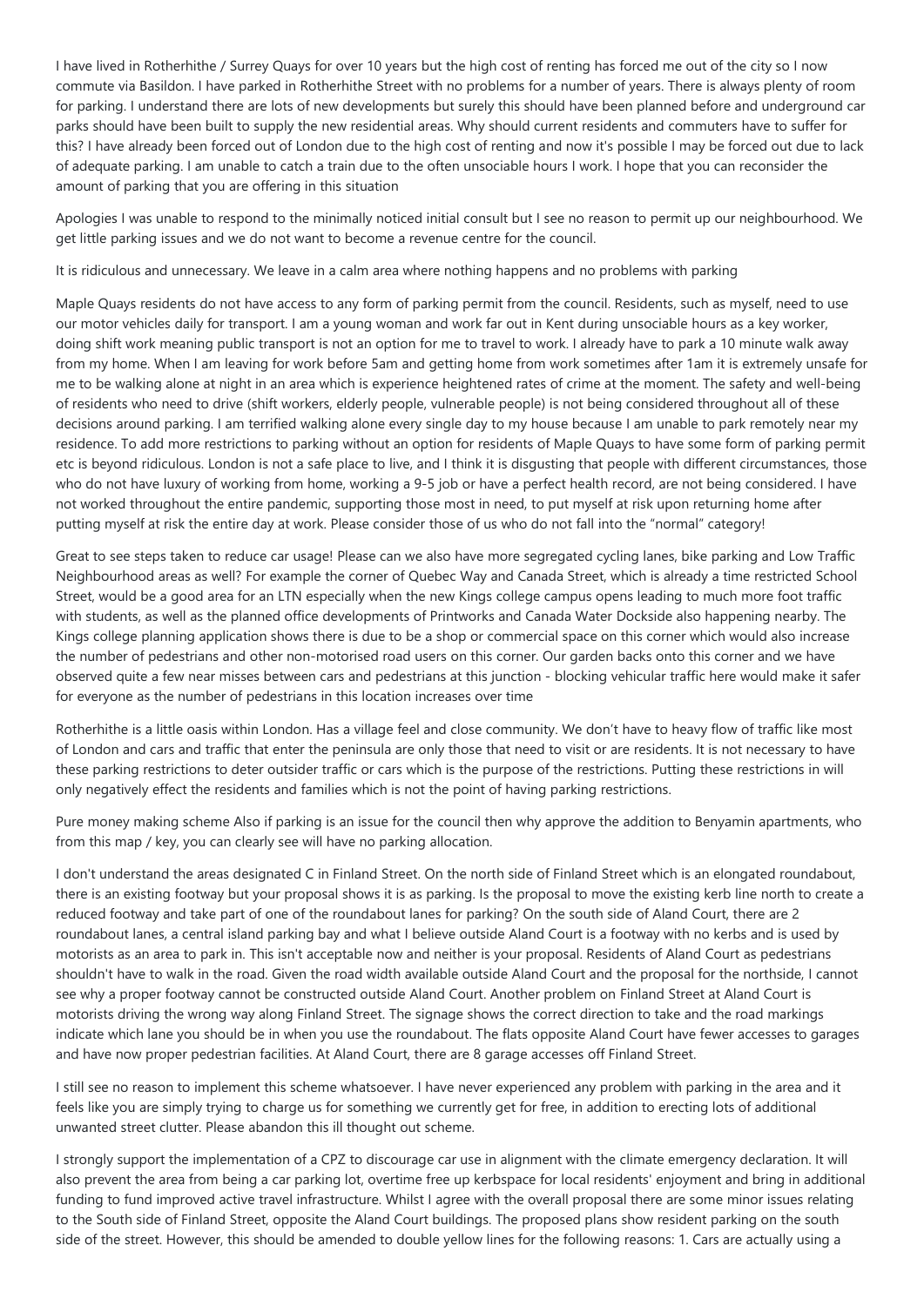I have lived in Rotherhithe / Surrey Quays for over 10 years but the high cost of renting has forced me out of the city so I now commute via Basildon. I have parked in Rotherhithe Street with no problems for a number of years. There is always plenty of room for parking. I understand there are lots of new developments but surely this should have been planned before and underground car parks should have been built to supply the new residential areas. Why should current residents and commuters have to suffer for this? I have already been forced out of London due to the high cost of renting and now it's possible I may be forced out due to lack of adequate parking. I am unable to catch a train due to the often unsociable hours I work. I hope that you can reconsider the amount of parking that you are offering in this situation

Apologies I was unable to respond to the minimally noticed initial consult but I see no reason to permit up our neighbourhood. We get little parking issues and we do not want to become a revenue centre for the council.

It is ridiculous and unnecessary. We leave in a calm area where nothing happens and no problems with parking

Maple Quays residents do not have access to any form of parking permit from the council. Residents, such as myself, need to use our motor vehicles daily for transport. I am a young woman and work far out in Kent during unsociable hours as a key worker, doing shift work meaning public transport is not an option for me to travel to work. I already have to park a 10 minute walk away from my home. When I am leaving for work before 5am and getting home from work sometimes after 1am it is extremely unsafe for me to be walking alone at night in an area which is experience heightened rates of crime at the moment. The safety and well-being of residents who need to drive (shift workers, elderly people, vulnerable people) is not being considered throughout all of these decisions around parking. I am terrified walking alone every single day to my house because I am unable to park remotely near my residence. To add more restrictions to parking without an option for residents of Maple Quays to have some form of parking permit etc is beyond ridiculous. London is not a safe place to live, and I think it is disgusting that people with different circumstances, those who do not have luxury of working from home, working a 9-5 job or have a perfect health record, are not being considered. I have not worked throughout the entire pandemic, supporting those most in need, to put myself at risk upon returning home after putting myself at risk the entire day at work. Please consider those of us who do not fall into the "normal" category!

Great to see steps taken to reduce car usage! Please can we also have more segregated cycling lanes, bike parking and Low Traffic Neighbourhood areas as well? For example the corner of Quebec Way and Canada Street, which is already a time restricted School Street, would be a good area for an LTN especially when the new Kings college campus opens leading to much more foot traffic with students, as well as the planned office developments of Printworks and Canada Water Dockside also happening nearby. The Kings college planning application shows there is due to be a shop or commercial space on this corner which would also increase the number of pedestrians and other non-motorised road users on this corner. Our garden backs onto this corner and we have observed quite a few near misses between cars and pedestrians at this junction - blocking vehicular traffic here would make it safer for everyone as the number of pedestrians in this location increases over time

Rotherhithe is a little oasis within London. Has a village feel and close community. We don't have to heavy flow of traffic like most of London and cars and traffic that enter the peninsula are only those that need to visit or are residents. It is not necessary to have these parking restrictions to deter outsider traffic or cars which is the purpose of the restrictions. Putting these restrictions in will only negatively effect the residents and families which is not the point of having parking restrictions.

Pure money making scheme Also if parking is an issue for the council then why approve the addition to Benyamin apartments, who from this map / key, you can clearly see will have no parking allocation.

I don't understand the areas designated C in Finland Street. On the north side of Finland Street which is an elongated roundabout, there is an existing footway but your proposal shows it is as parking. Is the proposal to move the existing kerb line north to create a reduced footway and take part of one of the roundabout lanes for parking? On the south side of Aland Court, there are 2 roundabout lanes, a central island parking bay and what I believe outside Aland Court is a footway with no kerbs and is used by motorists as an area to park in. This isn't acceptable now and neither is your proposal. Residents of Aland Court as pedestrians shouldn't have to walk in the road. Given the road width available outside Aland Court and the proposal for the northside, I cannot see why a proper footway cannot be constructed outside Aland Court. Another problem on Finland Street at Aland Court is motorists driving the wrong way along Finland Street. The signage shows the correct direction to take and the road markings indicate which lane you should be in when you use the roundabout. The flats opposite Aland Court have fewer accesses to garages and have now proper pedestrian facilities. At Aland Court, there are 8 garage accesses off Finland Street.

I still see no reason to implement this scheme whatsoever. I have never experienced any problem with parking in the area and it feels like you are simply trying to charge us for something we currently get for free, in addition to erecting lots of additional unwanted street clutter. Please abandon this ill thought out scheme.

I strongly support the implementation of a CPZ to discourage car use in alignment with the climate emergency declaration. It will also prevent the area from being a car parking lot, overtime free up kerbspace for local residents' enjoyment and bring in additional funding to fund improved active travel infrastructure. Whilst I agree with the overall proposal there are some minor issues relating to the South side of Finland Street, opposite the Aland Court buildings. The proposed plans show resident parking on the south side of the street. However, this should be amended to double yellow lines for the following reasons: 1. Cars are actually using a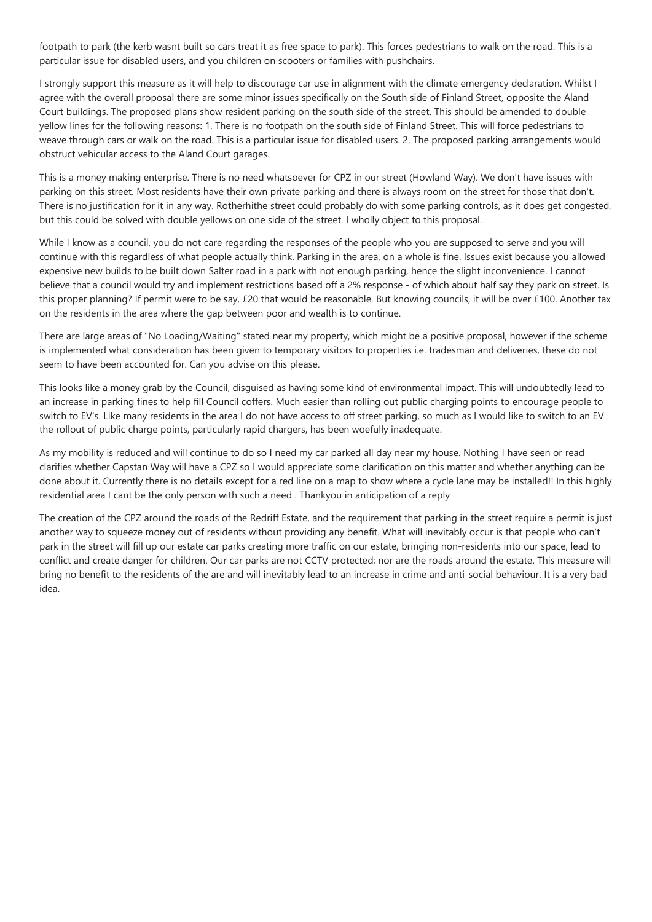footpath to park (the kerb wasnt built so cars treat it as free space to park). This forces pedestrians to walk on the road. This is a particular issue for disabled users, and you children on scooters or families with pushchairs.

I strongly support this measure as it will help to discourage car use in alignment with the climate emergency declaration. Whilst I agree with the overall proposal there are some minor issues specifically on the South side of Finland Street, opposite the Aland Court buildings. The proposed plans show resident parking on the south side of the street. This should be amended to double yellow lines for the following reasons: 1. There is no footpath on the south side of Finland Street. This will force pedestrians to weave through cars or walk on the road. This is a particular issue for disabled users. 2. The proposed parking arrangements would obstruct vehicular access to the Aland Court garages.

This is a money making enterprise. There is no need whatsoever for CPZ in our street (Howland Way). We don't have issues with parking on this street. Most residents have their own private parking and there is always room on the street for those that don't. There is no justification for it in any way. Rotherhithe street could probably do with some parking controls, as it does get congested, but this could be solved with double yellows on one side of the street. I wholly object to this proposal.

While I know as a council, you do not care regarding the responses of the people who you are supposed to serve and you will continue with this regardless of what people actually think. Parking in the area, on a whole is fine. Issues exist because you allowed expensive new builds to be built down Salter road in a park with not enough parking, hence the slight inconvenience. I cannot believe that a council would try and implement restrictions based off a 2% response - of which about half say they park on street. Is this proper planning? If permit were to be say, £20 that would be reasonable. But knowing councils, it will be over £100. Another tax on the residents in the area where the gap between poor and wealth is to continue.

There are large areas of "No Loading/Waiting" stated near my property, which might be a positive proposal, however if the scheme is implemented what consideration has been given to temporary visitors to properties i.e. tradesman and deliveries, these do not seem to have been accounted for. Can you advise on this please.

This looks like a money grab by the Council, disguised as having some kind of environmental impact. This will undoubtedly lead to an increase in parking fines to help fill Council coffers. Much easier than rolling out public charging points to encourage people to switch to EV's. Like many residents in the area I do not have access to off street parking, so much as I would like to switch to an EV the rollout of public charge points, particularly rapid chargers, has been woefully inadequate.

As my mobility is reduced and will continue to do so I need my car parked all day near my house. Nothing I have seen or read clarifies whether Capstan Way will have a CPZ so I would appreciate some clarification on this matter and whether anything can be done about it. Currently there is no details except for a red line on a map to show where a cycle lane may be installed!! In this highly residential area I cant be the only person with such a need . Thankyou in anticipation of a reply

The creation of the CPZ around the roads of the Redriff Estate, and the requirement that parking in the street require a permit is just another way to squeeze money out of residents without providing any benefit. What will inevitably occur is that people who can't park in the street will fill up our estate car parks creating more traffic on our estate, bringing non-residents into our space, lead to conflict and create danger for children. Our car parks are not CCTV protected; nor are the roads around the estate. This measure will bring no benefit to the residents of the are and will inevitably lead to an increase in crime and anti-social behaviour. It is a very bad idea.